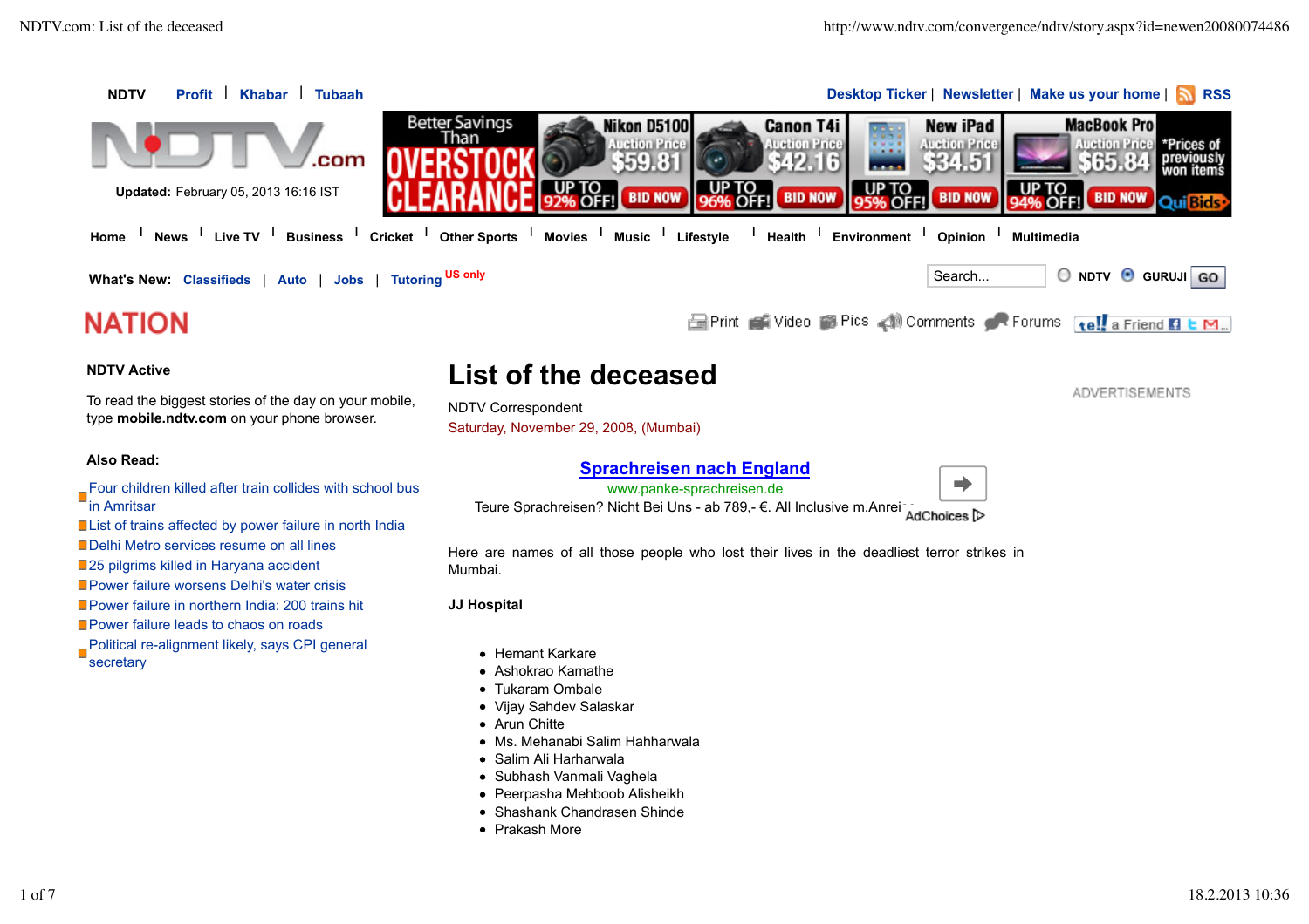NDTV | Profit | Khabar | Tubaah

Desktop Ticker | Newsletter | Make us your home | RSS

Updated: February 05, 2013 16:16 IST

Home | News | Live TV | Business | Cricket | Other Sports | Movies | Music | Lifestyle | Health | Environment | Opinion | Multimedia

What's New: Classifieds | Auto | Jobs | Tutoring US only

# NATION

Print | Video | Pics | Comments | Forums | tell a Friend

### NDTV Active

To read the biggest stories of the day on your mobile, type **mobile.ndtv.com** on your phone browser.

### Also Read:

- Four children killed after train collides with school bus in Amritsar
- List of trains affected by power failure in north India
- Delhi Metro services resume on all lines
- 25 pilgrims killed in Haryana accident
- Power failure worsens Delhi's water crisis
- Power failure in northern India: 200 trains hit
- Power failure leads to chaos on roads
- Political re-alignment likely, says CPI general secretary

# List of the deceased

NDTV Correspondent

Saturday, November 29, 2008, (Mumbai)

Here are names of all those people who lost their lives in the deadliest terror strikes in Mumbai.

**JJ Hospital**

- Hemant Karkare
- Ashokrao Kamathe
- Tukaram Ombale
- Vijay Sahdev Salaskar
- Arun Chitte
- Ms. Mehanabi Salim Hahharwala
- Salim Ali Harharwala
- Subhash Vanmali Vaghela
- Peerpasha Mehboob Alisheikh
- Shashank Chandrasen Shinde
- Prakash More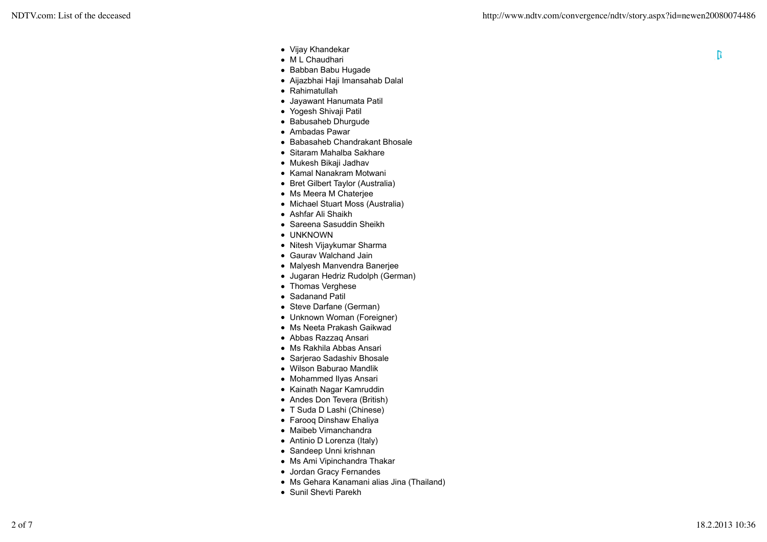- Vijay Khandekar
- M L Chaudhari
- Babban Babu Hugade
- Aijazbhai Haji Imansahab Dalal
- Rahimatullah
- Jayawant Hanumata Patil
- Yogesh Shivaji Patil
- Babusaheb Dhurgude
- Ambadas Pawar
- Babasaheb Chandrakant Bhosale
- Sitaram Mahalba Sakhare
- Mukesh Bikaji Jadhav
- Kamal Nanakram Motwani
- Bret Gilbert Taylor (Australia)
- Ms Meera M Chaterjee
- Michael Stuart Moss (Australia)
- Ashfar Ali Shaikh
- Sareena Sasuddin Sheikh
- UNKNOWN
- Nitesh Vijaykumar Sharma
- Gaurav Walchand Jain
- Malyesh Manvendra Banerjee
- Jugaran Hedriz Rudolph (German)
- Thomas Verghese
- Sadanand Patil
- Steve Darfane (German)
- Unknown Woman (Foreigner)
- Ms Neeta Prakash Gaikwad
- Abbas Razzaq Ansari
- Ms Rakhila Abbas Ansari
- Sarjerao Sadashiv Bhosale
- Wilson Baburao Mandlik
- Mohammed Ilyas Ansari
- Kainath Nagar Kamruddin
- Andes Don Tevera (British)
- T Suda D Lashi (Chinese)
- Farooq Dinshaw Ehaliya
- Maibeb Vimanchandra
- Antinio D Lorenza (Italy)
- Sandeep Unni krishnan
- Ms Ami Vipinchandra Thakar
- Jordan Gracy Fernandes
- Ms Gehara Kanamani alias Jina (Thailand)
- Sunil Shevti Parekh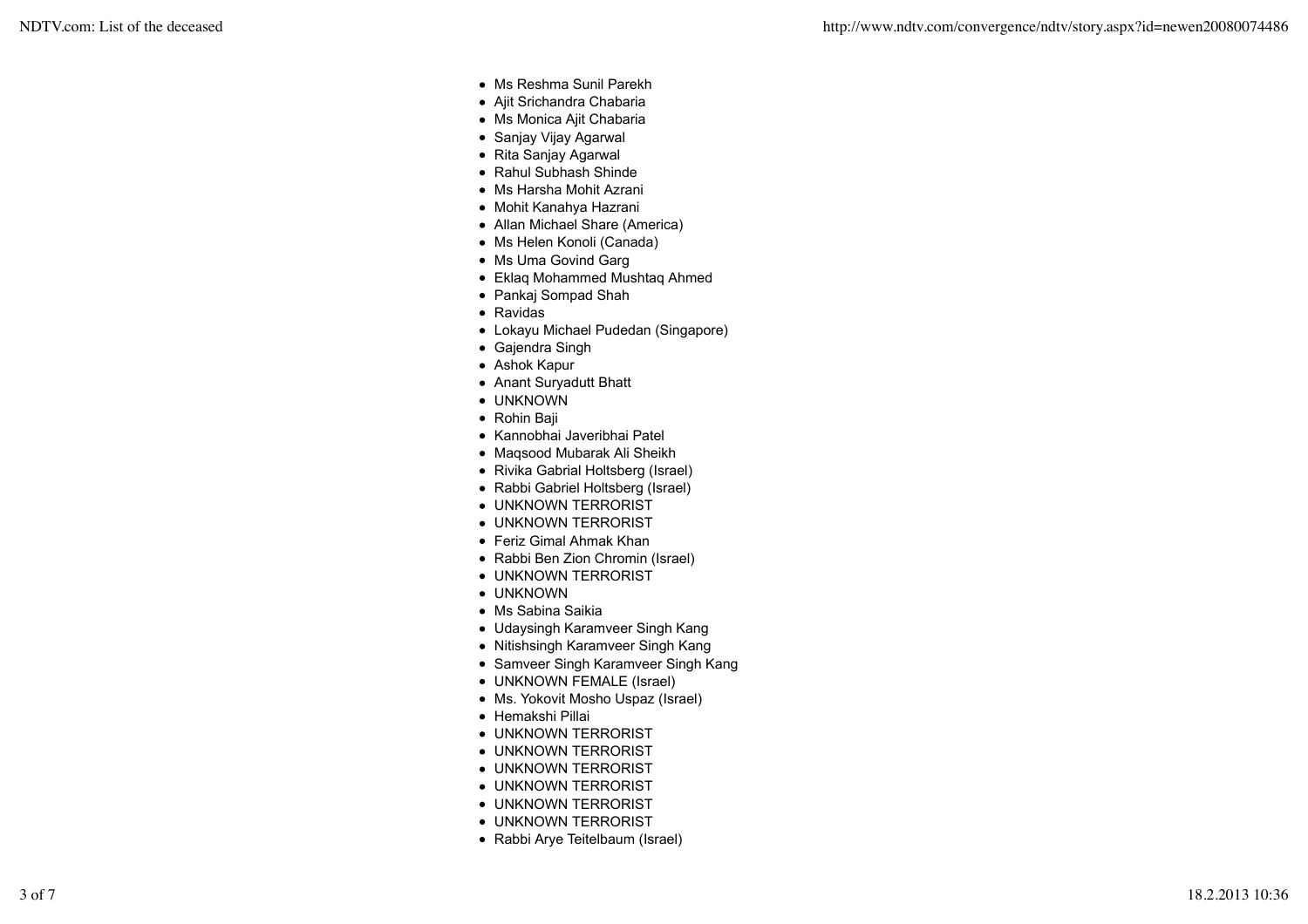- Ms Reshma Sunil Parekh
- Ajit Srichandra Chabaria
- Ms Monica Ajit Chabaria
- Sanjay Vijay Agarwal
- Rita Sanjay Agarwal
- Rahul Subhash Shinde
- Ms Harsha Mohit Azrani
- Mohit Kanahya Hazrani
- Allan Michael Share (America)
- Ms Helen Konoli (Canada)
- Ms Uma Govind Garg
- Eklaq Mohammed Mushtaq Ahmed
- Pankaj Sompad Shah
- Ravidas
- Lokayu Michael Pudedan (Singapore)
- Gajendra Singh
- Ashok Kapur
- Anant Suryadutt Bhatt
- UNKNOWN
- Rohin Baji
- Kannobhai Javeribhai Patel
- Maqsood Mubarak Ali Sheikh
- Rivika Gabrial Holtsberg (Israel)
- Rabbi Gabriel Holtsberg (Israel)
- UNKNOWN TERRORIST
- UNKNOWN TERRORIST
- Feriz Gimal Ahmak Khan
- Rabbi Ben Zion Chromin (Israel)
- UNKNOWN TERRORIST
- UNKNOWN
- Ms Sabina Saikia
- Udaysingh Karamveer Singh Kang
- Nitishsingh Karamveer Singh Kang
- Samveer Singh Karamveer Singh Kang
- UNKNOWN FEMALE (Israel)
- Ms. Yokovit Mosho Uspaz (Israel)
- Hemakshi Pillai
- UNKNOWN TERRORIST
- UNKNOWN TERRORIST
- UNKNOWN TERRORIST
- UNKNOWN TERRORIST
- UNKNOWN TERRORIST
- UNKNOWN TERRORIST
- Rabbi Arye Teitelbaum (Israel)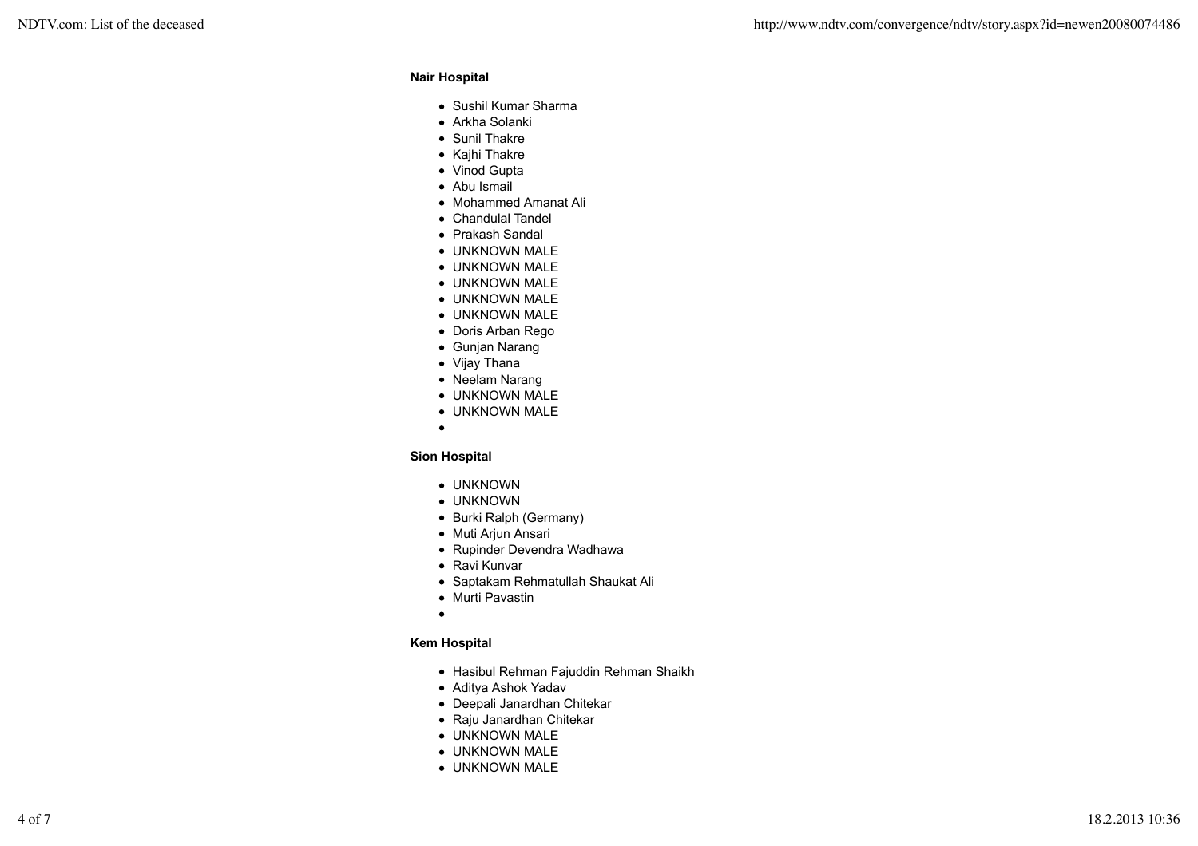**Nair Hospital**

- Sushil Kumar Sharma
- Arkha Solanki
- Sunil Thakre
- Kajhi Thakre
- Vinod Gupta
- Abu Ismail
- Mohammed Amanat Ali
- Chandulal Tandel
- Prakash Sandal
- UNKNOWN MALE
- UNKNOWN MALE
- UNKNOWN MALE
- UNKNOWN MALE
- UNKNOWN MALE
- Doris Arban Rego
- Gunjan Narang
- Vijay Thana
- Neelam Narang
- UNKNOWN MALE
- UNKNOWN MALE

**Sion Hospital**

- UNKNOWN
- UNKNOWN
- Burki Ralph (Germany)
- Muti Arjun Ansari
- Rupinder Devendra Wadhawa
- Ravi Kunvar
- Saptakam Rehmatullah Shaukat Ali
- Murti Pavastin

**Kem Hospital**

- Hasibul Rehman Fajuddin Rehman Shaikh
- Aditya Ashok Yadav
- Deepali Janardhan Chitekar
- Raju Janardhan Chitekar
- UNKNOWN MALE
- UNKNOWN MALE
- UNKNOWN MALE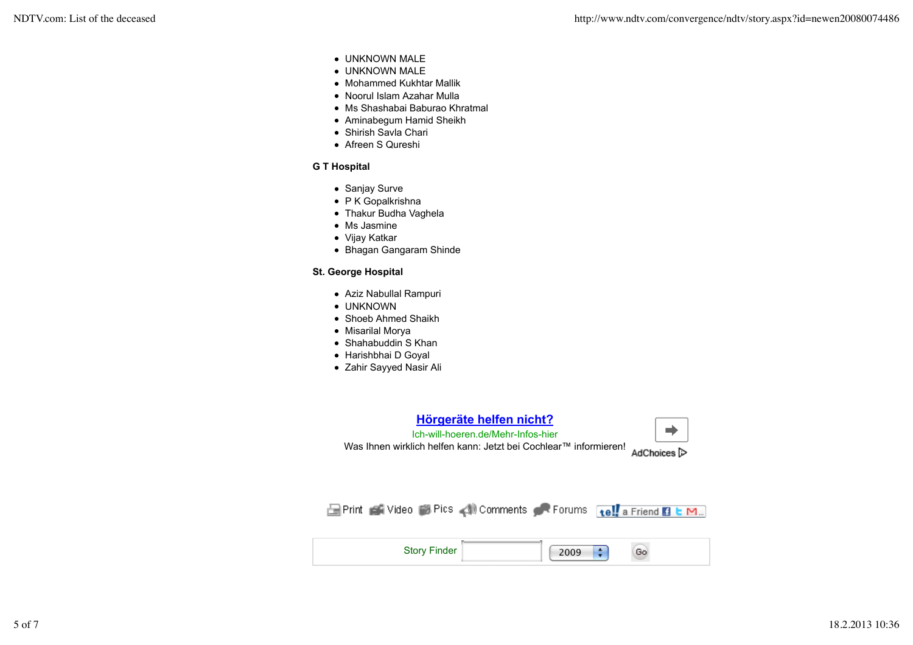- UNKNOWN MALE
- UNKNOWN MALE
- Mohammed Kukhtar Mallik
- Noorul Islam Azahar Mulla
- Ms Shashabai Baburao Khratmal
- Aminabegum Hamid Sheikh
- Shirish Savla Chari
- Afreen S Qureshi

**G T Hospital**

- Sanjay Surve
- P K Gopalkrishna
- Thakur Budha Vaghela
- Ms Jasmine
- Vijay Katkar
- Bhagan Gangaram Shinde

**St. George Hospital**

- Aziz Nabullal Rampuri
- UNKNOWN
- Shoeb Ahmed Shaikh
- Misarilal Morya
- Shahabuddin S Khan
- Harishbhai D Goyal
- Zahir Sayyed Nasir Ali

**Hörgeräte helfen nicht?**
Ich-will-hoeren.de/Mehr-Infos-hier
Was Ihnen wirklich helfen kann: Jetzt bei Cochlear™ informieren!
AdChoices

Print Video Pics Comments Forums tell a Friend

Story Finder 2009 Go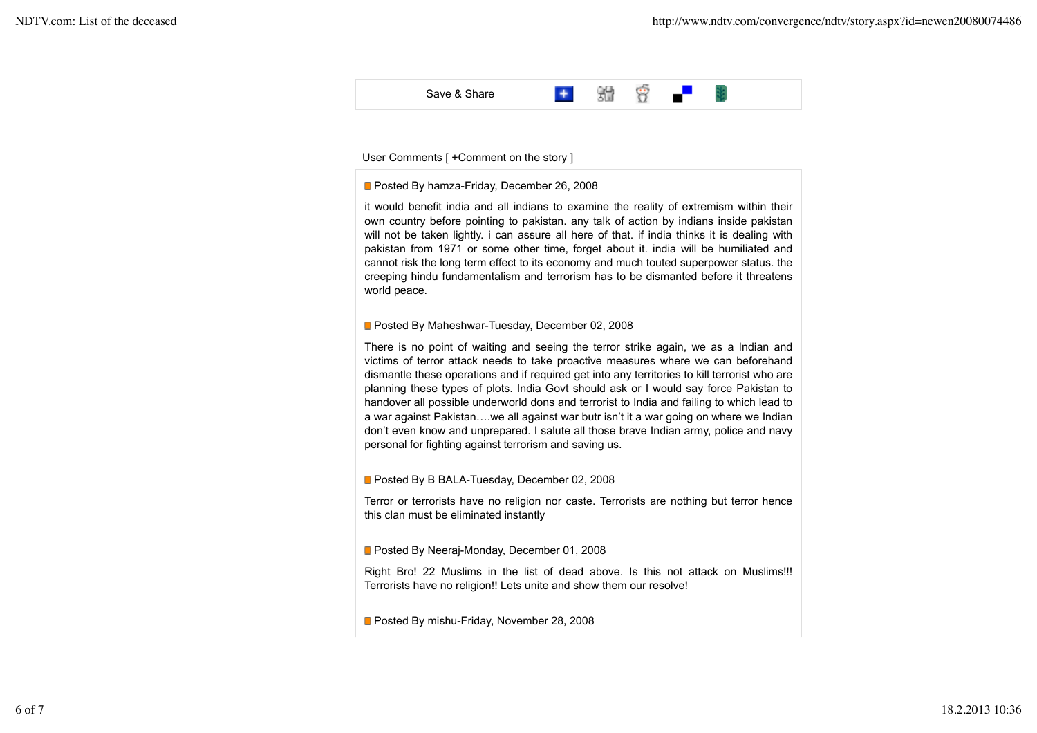Save & Share

User Comments [ +Comment on the story ]

Posted By hamza-Friday, December 26, 2008

it would benefit india and all indians to examine the reality of extremism within their own country before pointing to pakistan. any talk of action by indians inside pakistan will not be taken lightly. i can assure all here of that. if india thinks it is dealing with pakistan from 1971 or some other time, forget about it. india will be humiliated and cannot risk the long term effect to its economy and much touted superpower status. the creeping hindu fundamentalism and terrorism has to be dismanted before it threatens world peace.

Posted By Maheshwar-Tuesday, December 02, 2008

There is no point of waiting and seeing the terror strike again, we as a Indian and victims of terror attack needs to take proactive measures where we can beforehand dismantle these operations and if required get into any territories to kill terrorist who are planning these types of plots. India Govt should ask or I would say force Pakistan to handover all possible underworld dons and terrorist to India and failing to which lead to a war against Pakistan….we all against war butr isn't it a war going on where we Indian don't even know and unprepared. I salute all those brave Indian army, police and navy personal for fighting against terrorism and saving us.

Posted By B BALA-Tuesday, December 02, 2008

Terror or terrorists have no religion nor caste. Terrorists are nothing but terror hence this clan must be eliminated instantly

Posted By Neeraj-Monday, December 01, 2008

Right Bro! 22 Muslims in the list of dead above. Is this not attack on Muslims!!! Terrorists have no religion!! Lets unite and show them our resolve!

Posted By mishu-Friday, November 28, 2008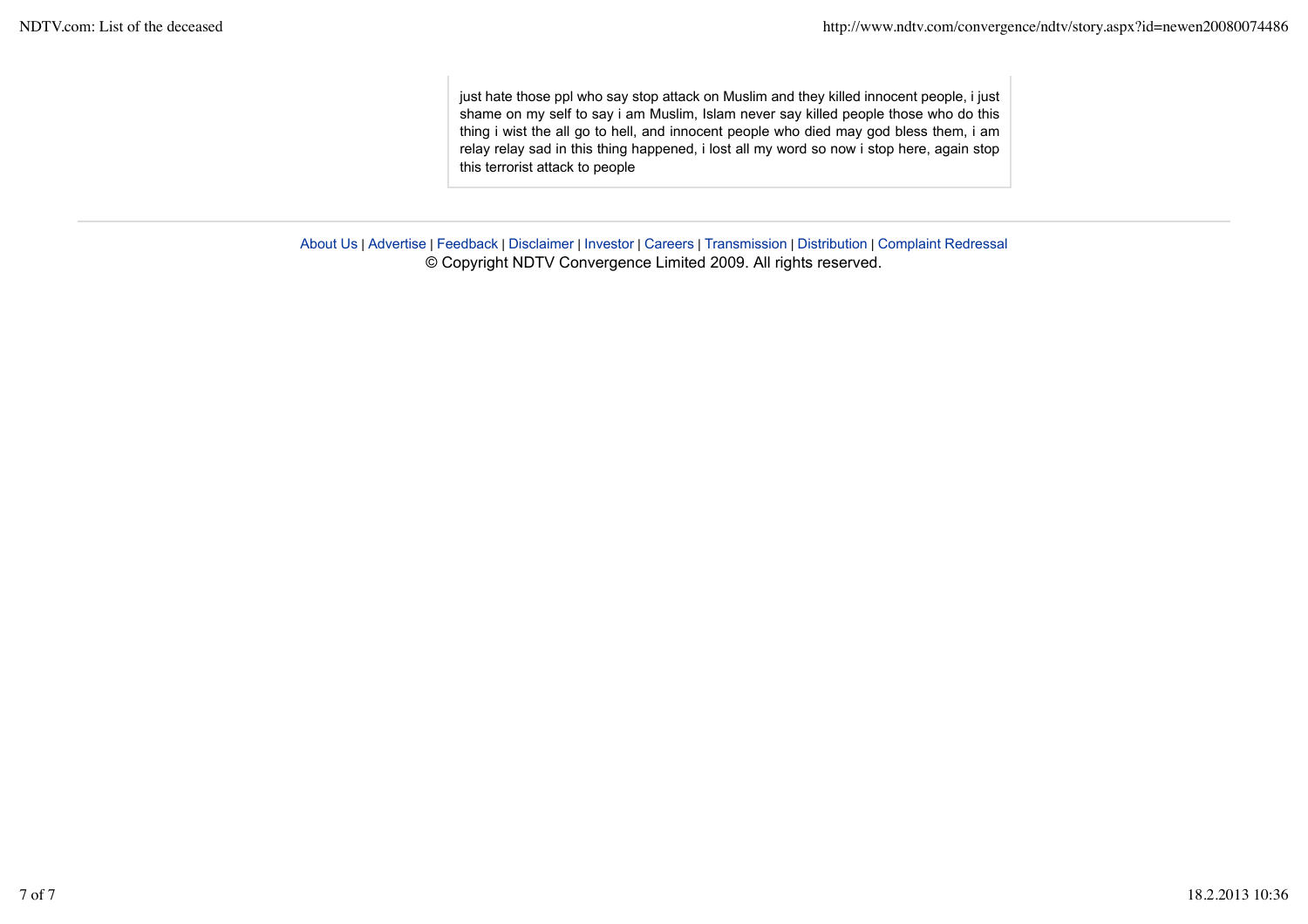just hate those ppl who say stop attack on Muslim and they killed innocent people, i just shame on my self to say i am Muslim, Islam never say killed people those who do this thing i wist the all go to hell, and innocent people who died may god bless them, i am relay relay sad in this thing happened, i lost all my word so now i stop here, again stop this terrorist attack to people

---

About Us | Advertise | Feedback | Disclaimer | Investor | Careers | Transmission | Distribution | Complaint Redressal

© Copyright NDTV Convergence Limited 2009. All rights reserved.